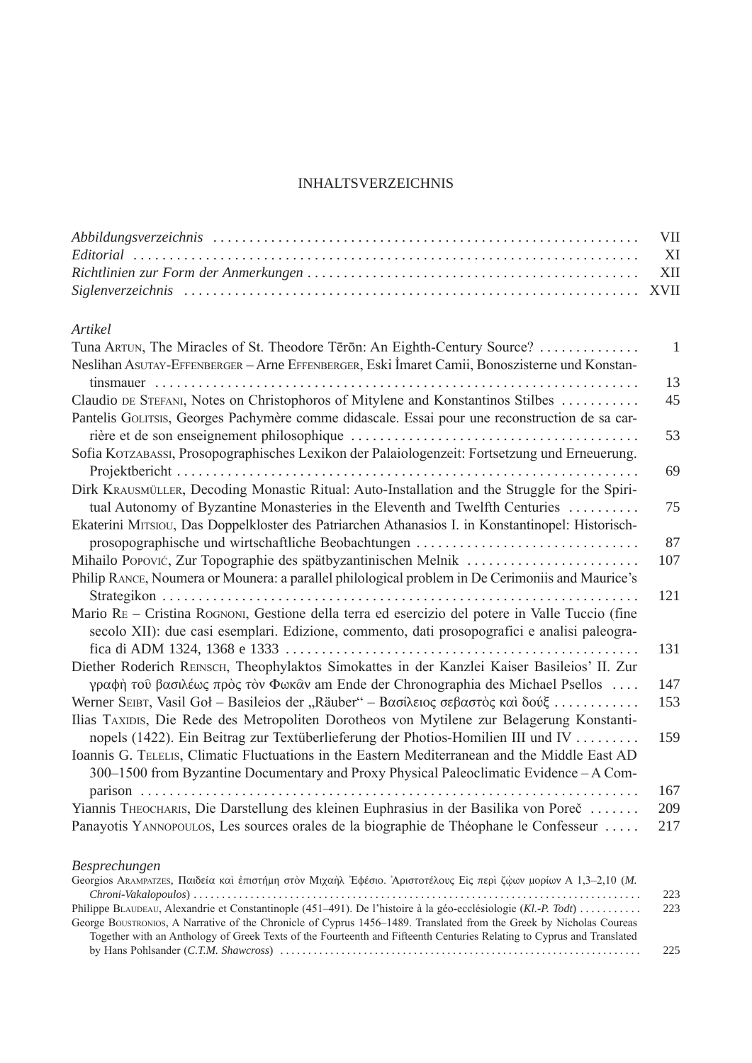# INHALTSVERZEICHNIS

| | |
|---|---|
| *Abbildungsverzeichnis* | VII |
| *Editorial* | XI |
| *Richtlinien zur Form der Anmerkungen* | XII |
| *Siglenverzeichnis* | XVII |

*Artikel*

| | |
|---|---|
| Tuna ARTUN, The Miracles of St. Theodore Tērōn: An Eighth-Century Source? | 1 |
| Neslihan ASUTAY-EFFENBERGER – Arne EFFENBERGER, Eski İmaret Camii, Bonoszisterne und Konstantinsmauer | 13 |
| Claudio DE STEFANI, Notes on Christophoros of Mitylene and Konstantinos Stilbes | 45 |
| Pantelis GOLITSIS, Georges Pachymère comme didascale. Essai pour une reconstruction de sa carrière et de son enseignement philosophique | 53 |
| Sofia KOTZABASSI, Prosopographisches Lexikon der Palaiologenzeit: Fortsetzung und Erneuerung. Projektbericht | 69 |
| Dirk KRAUSMÜLLER, Decoding Monastic Ritual: Auto-Installation and the Struggle for the Spiritual Autonomy of Byzantine Monasteries in the Eleventh and Twelfth Centuries | 75 |
| Ekaterini MITSIOU, Das Doppelkloster des Patriarchen Athanasios I. in Konstantinopel: Historisch-prosopographische und wirtschaftliche Beobachtungen | 87 |
| Mihailo POPOVIĆ, Zur Topographie des spätbyzantinischen Melnik | 107 |
| Philip RANCE, Noumera or Mounera: a parallel philological problem in De Cerimoniis and Maurice's Strategikon | 121 |
| Mario RE – Cristina ROGNONI, Gestione della terra ed esercizio del potere in Valle Tuccio (fine secolo XII): due casi esemplari. Edizione, commento, dati prosopografici e analisi paleografica di ADM 1324, 1368 e 1333 | 131 |
| Diether Roderich REINSCH, Theophylaktos Simokattes in der Kanzlei Kaiser Basileios' II. Zur γραφὴ τοῦ βασιλέως πρὸς τὸν Φωκᾶν am Ende der Chronographia des Michael Psellos | 147 |
| Werner SEIBT, Vasil Goł – Basileios der „Räuber" – Βασίλειος σεβαστὸς καὶ δοὺξ | 153 |
| Ilias TAXIDIS, Die Rede des Metropoliten Dorotheos von Mytilene zur Belagerung Konstantinopels (1422). Ein Beitrag zur Textüberlieferung der Photios-Homilien III und IV | 159 |
| Ioannis G. TELELIS, Climatic Fluctuations in the Eastern Mediterranean and the Middle East AD 300–1500 from Byzantine Documentary and Proxy Physical Paleoclimatic Evidence – A Comparison | 167 |
| Yiannis THEOCHARIS, Die Darstellung des kleinen Euphrasius in der Basilika von Poreč | 209 |
| Panayotis YANNOPOULOS, Les sources orales de la biographie de Théophane le Confesseur | 217 |

*Besprechungen*

| | |
|---|---|
| Georgios ARAMPATZES, Παιδεία καὶ ἐπιστήμη στὸν Μιχαὴλ Ἐφέσιο. Ἀριστοτέλους Εἰς περὶ ζῴων μορίων Α 1,3–2,10 (*M. Chroni-Vakalopoulos*) | 223 |
| Philippe BLAUDEAU, Alexandrie et Constantinople (451–491). De l'histoire à la géo-ecclésiologie (*Kl.-P. Todt*) | 223 |
| George BOUSTRONIOS, A Narrative of the Chronicle of Cyprus 1456–1489. Translated from the Greek by Nicholas Coureas Together with an Anthology of Greek Texts of the Fourteenth and Fifteenth Centuries Relating to Cyprus and Translated by Hans Pohlsander (*C.T.M. Shawcross*) | 225 |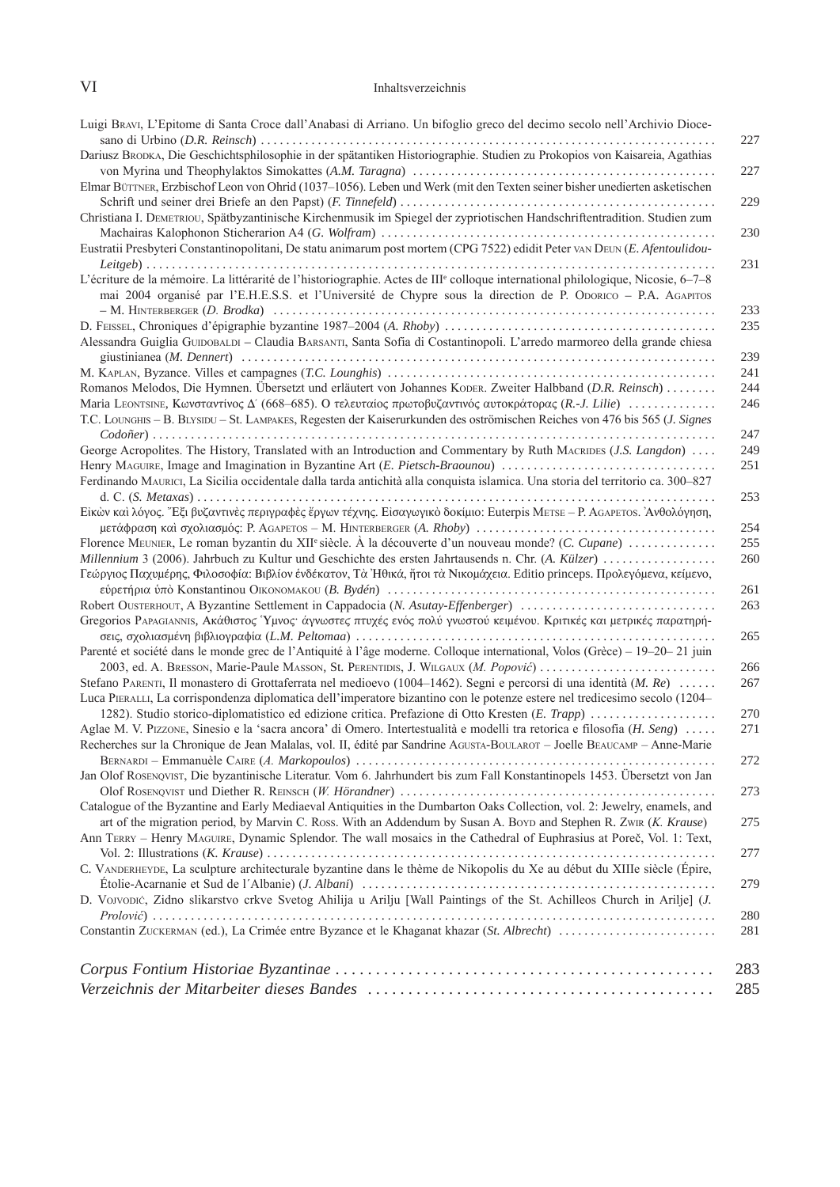Luigi Bravi, L'Epitome di Santa Croce dall'Anabasi di Arriano. Un bifoglio greco del decimo secolo nell'Archivio Diocesano di Urbino (*D.R. Reinsch*) . . . 227

Dariusz Brodka, Die Geschichtsphilosophie in der spätantiken Historiographie. Studien zu Prokopios von Kaisareia, Agathias von Myrina und Theophylaktos Simokattes (*A.M. Taragna*) . . . 227

Elmar Büttner, Erzbischof Leon von Ohrid (1037–1056). Leben und Werk (mit den Texten seiner bisher unedierten asketischen Schrift und seiner drei Briefe an den Papst) (*F. Tinnefeld*) . . . 229

Christiana I. Demetriou, Spätbyzantinische Kirchenmusik im Spiegel der zypriotischen Handschriftentradition. Studien zum Machairas Kalophonon Sticherarion A4 (*G. Wolfram*) . . . 230

Eustratii Presbyteri Constantinopolitani, De statu animarum post mortem (CPG 7522) edidit Peter van Deun (*E. Afentoulidou-Leitgeb*) . . . 231

L'écriture de la mémoire. La littérarité de l'historiographie. Actes de IIIe colloque international philologique, Nicosie, 6–7–8 mai 2004 organisé par l'E.H.E.S.S. et l'Université de Chypre sous la direction de P. Odorico – P.A. Agapitos – M. Hinterberger (*D. Brodka*) . . . 233

D. Feissel, Chroniques d'épigraphie byzantine 1987–2004 (*A. Rhoby*) . . . 235

Alessandra Guiglia Guidobaldi – Claudia Barsanti, Santa Sofia di Costantinopoli. L'arredo marmoreo della grande chiesa giustinianea (*M. Dennert*) . . . 239

M. Kaplan, Byzance. Villes et campagnes (*T.C. Lounghis*) . . . 241

Romanos Melodos, Die Hymnen. Übersetzt und erläutert von Johannes Koder. Zweiter Halbband (*D.R. Reinsch*) . . . 244

Maria Leontsine, Κωνσταντίνος Δ´ (668–685). Ο τελευταίος πρωτοβυζαντινός αυτοκράτορας (*R.-J. Lilie*) . . . 246

T.C. Lounghis – B. Blysidu – St. Lampakes, Regesten der Kaiserurkunden des oströmischen Reiches von 476 bis 565 (*J. Signes Codoñer*) . . . 247

George Acropolites. The History, Translated with an Introduction and Commentary by Ruth Macrides (*J.S. Langdon*) . . . 249

Henry Maguire, Image and Imagination in Byzantine Art (*E. Pietsch-Braounou*) . . . 251

Ferdinando Maurici, La Sicilia occidentale dalla tarda antichità alla conquista islamica. Una storia del territorio ca. 300–827 d. C. (*S. Metaxas*) . . . 253

Εἰκὼν καὶ λόγος. Ἕξι βυζαντινὲς περιγραφὲς ἔργων τέχνης. Εἰσαγωγικὸ δοκίμιο: Euterpis Metse – P. Agapetos. Ἀνθολόγηση, μετάφραση καὶ σχολιασμός: P. Agapetos – M. Hinterberger (*A. Rhoby*) . . . 254

Florence Meunier, Le roman byzantin du XIIe siècle. À la découverte d'un nouveau monde? (*C. Cupane*) . . . 255

*Millennium* 3 (2006). Jahrbuch zu Kultur und Geschichte des ersten Jahrtausends n. Chr. (*A. Külzer*) . . . 260

Γεώργιος Παχυμέρης, Φιλοσοφία: Βιβλίον ἐνδέκατον, Τὰ Ἠθικά, ἤτοι τὰ Νικομάχεια. Editio princeps. Προλεγόμενα, κείμενο, εὑρετήρια ὑπὸ Konstantinou Oikonomakou (*B. Bydén*) . . . 261

Robert Ousterhout, A Byzantine Settlement in Cappadocia (*N. Asutay-Effenberger*) . . . 263

Gregorios Papagiannis, Ακάθιστος Ὕμνος· ἀγνωστες πτυχές ενός πολύ γνωστού κειμένου. Κριτικές και μετρικές παρατηρήσεις, σχολιασμένη βιβλιογραφία (*L.M. Peltomaa*) . . . 265

Parenté et société dans le monde grec de l'Antiquité à l'âge moderne. Colloque international, Volos (Grèce) – 19–20– 21 juin 2003, ed. A. Bresson, Marie-Paule Masson, St. Perentidis, J. Wilgaux (*M. Popović*) . . . 266

Stefano Parenti, Il monastero di Grottaferrata nel medioevo (1004–1462). Segni e percorsi di una identità (*M. Re*) . . . 267

Luca Pieralli, La corrispondenza diplomatica dell'imperatore bizantino con le potenze estere nel tredicesimo secolo (1204–1282). Studio storico-diplomatistico ed edizione critica. Prefazione di Otto Kresten (*E. Trapp*) . . . 270

Aglae M. V. Pizzone, Sinesio e la 'sacra ancora' di Omero. Intertestualità e modelli tra retorica e filosofia (*H. Seng*) . . . 271

Recherches sur la Chronique de Jean Malalas, vol. II, édité par Sandrine Agusta-Boularot – Joelle Beaucamp – Anne-Marie Bernardi – Emmanuèle Caire (*A. Markopoulos*) . . . 272

Jan Olof Rosenqvist, Die byzantinische Literatur. Vom 6. Jahrhundert bis zum Fall Konstantinopels 1453. Übersetzt von Jan Olof Rosenqvist und Diether R. Reinsch (*W. Hörandner*) . . . 273

Catalogue of the Byzantine and Early Mediaeval Antiquities in the Dumbarton Oaks Collection, vol. 2: Jewelry, enamels, and art of the migration period, by Marvin C. Ross. With an Addendum by Susan A. Boyd and Stephen R. Zwir (*K. Krause*) . . . 275

Ann Terry – Henry Maguire, Dynamic Splendor. The wall mosaics in the Cathedral of Euphrasius at Poreč, Vol. 1: Text, Vol. 2: Illustrations (*K. Krause*) . . . 277

C. Vanderheyde, La sculpture architecturale byzantine dans le thème de Nikopolis du Xe au début du XIIIe siècle (Épire, Étolie-Acarnanie et Sud de l´Albanie) (*J. Albani*) . . . 279

D. Vojvodić, Zidno slikarstvo crkve Svetog Ahilija u Arilju [Wall Paintings of the St. Achilleos Church in Arilje] (*J. Prolović*) . . . 280

Constantin Zuckerman (ed.), La Crimée entre Byzance et le Khaganat khazar (*St. Albrecht*) . . . 281

*Corpus Fontium Historiae Byzantinae* . . . 283

*Verzeichnis der Mitarbeiter dieses Bandes* . . . 285